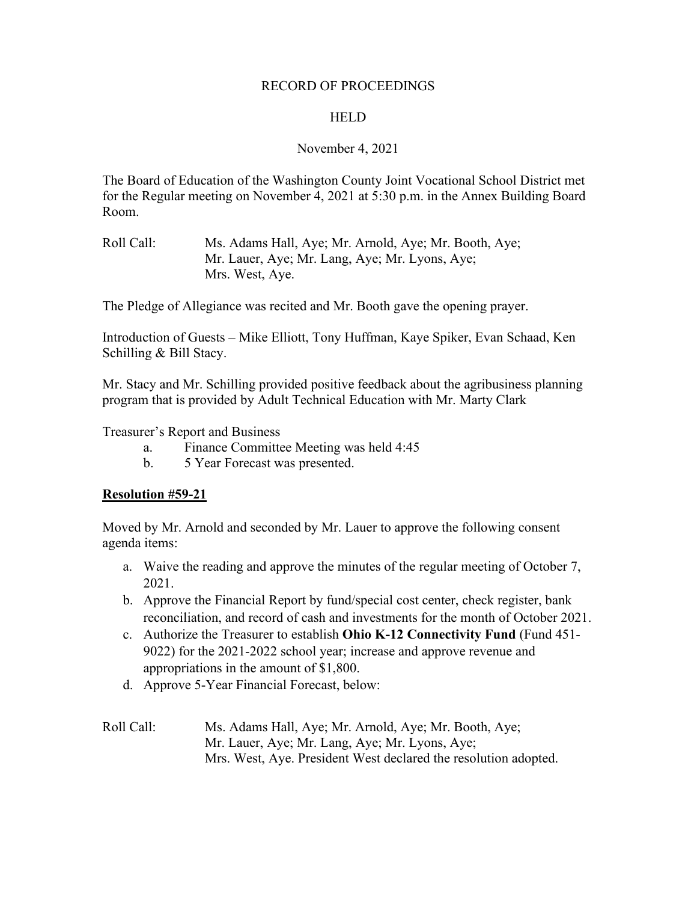RECORD OF PROCEEDINGS

HELD

November 4, 2021

The Board of Education of the Washington County Joint Vocational School District met for the Regular meeting on November 4, 2021 at 5:30 p.m. in the Annex Building Board Room.

Roll Call: Ms. Adams Hall, Aye; Mr. Arnold, Aye; Mr. Booth, Aye; Mr. Lauer, Aye; Mr. Lang, Aye; Mr. Lyons, Aye; Mrs. West, Aye.

The Pledge of Allegiance was recited and Mr. Booth gave the opening prayer.

Introduction of Guests – Mike Elliott, Tony Huffman, Kaye Spiker, Evan Schaad, Ken Schilling & Bill Stacy.

Mr. Stacy and Mr. Schilling provided positive feedback about the agribusiness planning program that is provided by Adult Technical Education with Mr. Marty Clark

Treasurer's Report and Business

a. Finance Committee Meeting was held 4:45
b. 5 Year Forecast was presented.

**Resolution #59-21**

Moved by Mr. Arnold and seconded by Mr. Lauer to approve the following consent agenda items:

a. Waive the reading and approve the minutes of the regular meeting of October 7, 2021.
b. Approve the Financial Report by fund/special cost center, check register, bank reconciliation, and record of cash and investments for the month of October 2021.
c. Authorize the Treasurer to establish **Ohio K-12 Connectivity Fund** (Fund 451-9022) for the 2021-2022 school year; increase and approve revenue and appropriations in the amount of $1,800.
d. Approve 5-Year Financial Forecast, below:

Roll Call: Ms. Adams Hall, Aye; Mr. Arnold, Aye; Mr. Booth, Aye; Mr. Lauer, Aye; Mr. Lang, Aye; Mr. Lyons, Aye; Mrs. West, Aye. President West declared the resolution adopted.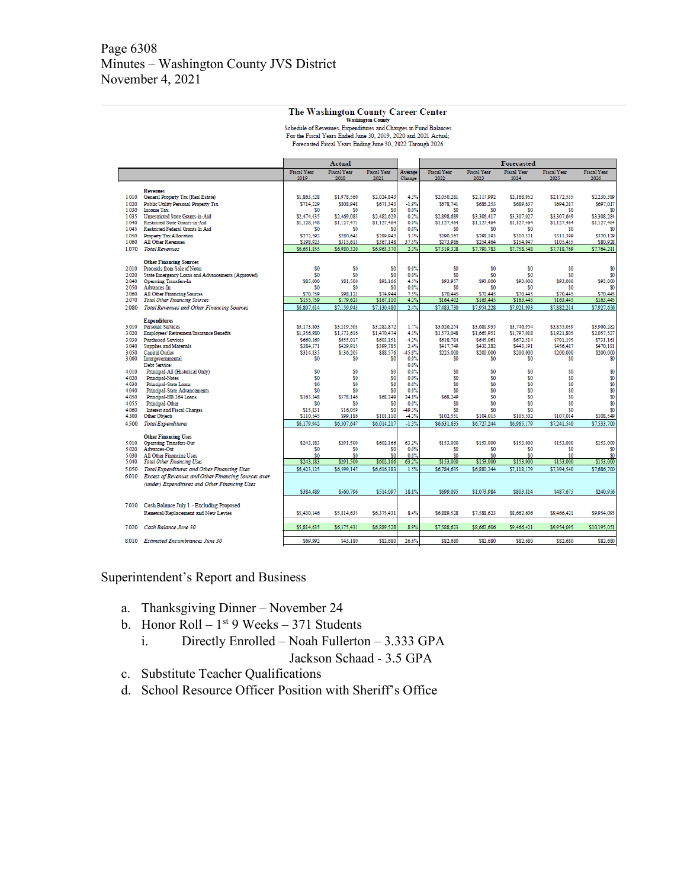## The Washington County Career Center

**Washington County**

Schedule of Revenues, Expenditures and Changes in Fund Balances
For the Fiscal Years Ended June 30, 2019, 2020 and 2021 Actual;
Forecasted Fiscal Years Ending June 30, 2022 Through 2026

| | | Actual | | | | Forecasted | | | | |
|---|---|---|---|---|---|---|---|---|---|---|
| | | Fiscal Year 2019 | Fiscal Year 2020 | Fiscal Year 2021 | Average Change | Fiscal Year 2022 | Fiscal Year 2023 | Fiscal Year 2024 | Fiscal Year 2025 | Fiscal Year 2026 |
| | **Revenues** | | | | | | | | | |
| 1.010 | General Property Tax (Real Estate) | $1,863,528 | $1,978,560 | $2,024,843 | 4.3% | $2,050,281 | $2,117,992 | $2,168,952 | $2,172,535 | $2,230,389 |
| 1.020 | Public Utility Personal Property Tax | $714,229 | $808,948 | $671,343 | -1.9% | $678,741 | $686,253 | $689,637 | $694,287 | $697,017 |
| 1.030 | Income Tax | $0 | $0 | $0 | 0.0% | $0 | $0 | $0 | $0 | $0 |
| 1.035 | Unrestricted State Grants-in-Aid | $2,474,435 | $2,469,085 | $2,482,629 | 0.2% | $2,898,689 | $3,305,417 | $3,307,027 | $3,307,649 | $3,308,284 |
| 1.040 | Restricted State Grants-in-Aid | $1,128,148 | $1,127,471 | $1,127,464 | 0.0% | $1,127,464 | $1,127,464 | $1,127,464 | $1,127,464 | $1,127,464 |
| 1.045 | Restricted Federal Grants In Aid | $0 | $0 | $0 | 0.0% | $0 | $0 | $0 | $0 | $0 |
| 1.050 | Property Tax Allocation | $272,592 | $280,643 | $289,943 | 3.1% | $290,167 | $298,193 | $310,521 | $311,390 | $320,129 |
| 1.060 | All Other Revenues | $198,923 | $315,613 | $367,148 | 37.5% | $273,986 | $254,464 | $154,947 | $105,435 | $80,928 |
| 1.070 | *Total Revenues* | $6,651,855 | $6,980,320 | $6,963,370 | 2.3% | $7,319,328 | $7,790,783 | $7,758,548 | $7,718,769 | $7,764,211 |
| | **Other Financing Sources** | | | | | | | | | |
| 2.010 | Proceeds from Sale of Notes | $0 | $0 | $0 | 0.0% | $0 | $0 | $0 | $0 | $0 |
| 2.020 | State Emergency Loans and Advancements (Approved) | $0 | $0 | $0 | 0.0% | $0 | $0 | $0 | $0 | $0 |
| 2.040 | Operating Transfers-In | $85,000 | $81,500 | $92,166 | 4.5% | $93,957 | $93,000 | $93,000 | $93,000 | $93,000 |
| 2.050 | Advances-In | $0 | $0 | $0 | 0.0% | $0 | $0 | $0 | $0 | $0 |
| 2.060 | All Other Financing Sources | $70,759 | $98,123 | $74,944 | 7.5% | $70,445 | $70,445 | $70,445 | $70,445 | $70,445 |
| 2.070 | *Total Other Financing Sources* | $155,759 | $179,623 | $167,110 | 4.2% | $164,402 | $163,445 | $163,445 | $163,445 | $163,445 |
| 2.080 | *Total Revenues and Other Financing Sources* | $6,807,614 | $7,159,943 | $7,130,480 | 2.4% | $7,483,730 | $7,954,228 | $7,921,993 | $7,882,214 | $7,927,656 |
| | **Expenditures** | | | | | | | | | |
| 3.010 | Personal Services | $3,173,863 | $3,219,503 | $3,282,872 | 1.7% | $3,626,254 | $3,681,935 | $3,746,954 | $3,855,039 | $3,966,282 |
| 3.020 | Employees' Retirement/Insurance Benefits | $1,356,980 | $1,373,616 | $1,470,474 | 4.1% | $1,573,048 | $1,665,951 | $1,797,018 | $1,921,805 | $2,057,527 |
| 3.030 | Purchased Services | $660,169 | $655,017 | $603,151 | -4.3% | $618,784 | $645,061 | $672,514 | $701,195 | $731,161 |
| 3.040 | Supplies and Materials | $384,371 | $429,915 | $399,785 | 2.4% | $417,749 | $430,282 | $443,191 | $456,487 | $470,181 |
| 3.050 | Capital Outlay | $314,835 | $136,205 | $88,576 | -45.9% | $225,000 | $200,000 | $200,000 | $200,000 | $200,000 |
| 3.060 | Intergovernmental | $0 | $0 | $0 | 0.0% | $0 | $0 | $0 | $0 | $0 |
| | Debt Service: | | | | 0.0% | | | | | |
| 4.010 | Principal-All (Historical Only) | $0 | $0 | $0 | 0.0% | $0 | $0 | $0 | $0 | $0 |
| 4.020 | Principal-Notes | $0 | $0 | $0 | 0.0% | $0 | $0 | $0 | $0 | $0 |
| 4.030 | Principal-State Loans | $0 | $0 | $0 | 0.0% | $0 | $0 | $0 | $0 | $0 |
| 4.040 | Principal-State Advancements | $0 | $0 | $0 | 0.0% | $0 | $0 | $0 | $0 | $0 |
| 4.050 | Principal-HB 264 Loans | $163,348 | $378,146 | $68,249 | 24.8% | $68,249 | $0 | $0 | $0 | $0 |
| 4.055 | Principal-Other | $0 | $0 | $0 | 0.0% | $0 | $0 | $0 | $0 | $0 |
| 4.060 | Interest and Fiscal Charges | $15,831 | $16,059 | $0 | -49.3% | $0 | $0 | $0 | $0 | $0 |
| 4.300 | Other Objects | $110,545 | $99,186 | $101,110 | -4.2% | $102,551 | $104,015 | $105,502 | $107,014 | $108,549 |
| 4.500 | *Total Expenditures* | $6,179,942 | $6,307,647 | $6,014,217 | -1.3% | $6,631,635 | $6,727,244 | $6,965,179 | $7,241,540 | $7,533,700 |
| | **Other Financing Uses** | | | | | | | | | |
| 5.010 | Operating Transfers-Out | $243,183 | $291,500 | $602,166 | 63.2% | $153,000 | $153,000 | $153,000 | $153,000 | $153,000 |
| 5.020 | Advances-Out | $0 | $0 | $0 | 0.0% | $0 | $0 | $0 | $0 | $0 |
| 5.030 | All Other Financing Uses | $0 | $0 | $0 | 0.0% | $0 | $0 | $0 | $0 | $0 |
| 5.040 | *Total Other Financing Uses* | $243,183 | $291,500 | $602,166 | 63.2% | $153,000 | $153,000 | $153,000 | $153,000 | $153,000 |
| 5.050 | *Total Expenditures and Other Financing Uses* | $6,423,125 | $6,599,147 | $6,616,383 | 1.5% | $6,784,635 | $6,880,244 | $7,118,179 | $7,394,540 | $7,686,700 |
| 6.010 | *Excess of Revenues and Other Financing Sources over (under) Expenditures and Other Financing Uses* | $384,489 | $560,796 | $514,097 | 18.8% | $699,095 | $1,073,984 | $803,814 | $487,675 | $240,956 |
| 7.010 | Cash Balance July 1 - Excluding Proposed Renewal/Replacement and New Levies | $5,430,146 | $5,814,635 | $6,375,431 | 8.4% | $6,889,528 | $7,588,623 | $8,662,606 | $9,466,421 | $9,954,095 |
| 7.020 | *Cash Balance June 30* | $5,814,635 | $6,375,431 | $6,889,528 | 8.9% | $7,588,623 | $8,662,606 | $9,466,421 | $9,954,095 | $10,195,051 |
| 8.010 | *Estimated Encumbrances June 30* | $69,992 | $43,180 | $82,680 | 26.6% | $82,680 | $82,680 | $82,680 | $82,680 | $82,680 |

Superintendent's Report and Business

a. Thanksgiving Dinner – November 24
b. Honor Roll – 1st 9 Weeks – 371 Students
   i. Directly Enrolled – Noah Fullerton – 3.333 GPA
      Jackson Schaad - 3.5 GPA
c. Substitute Teacher Qualifications
d. School Resource Officer Position with Sheriff's Office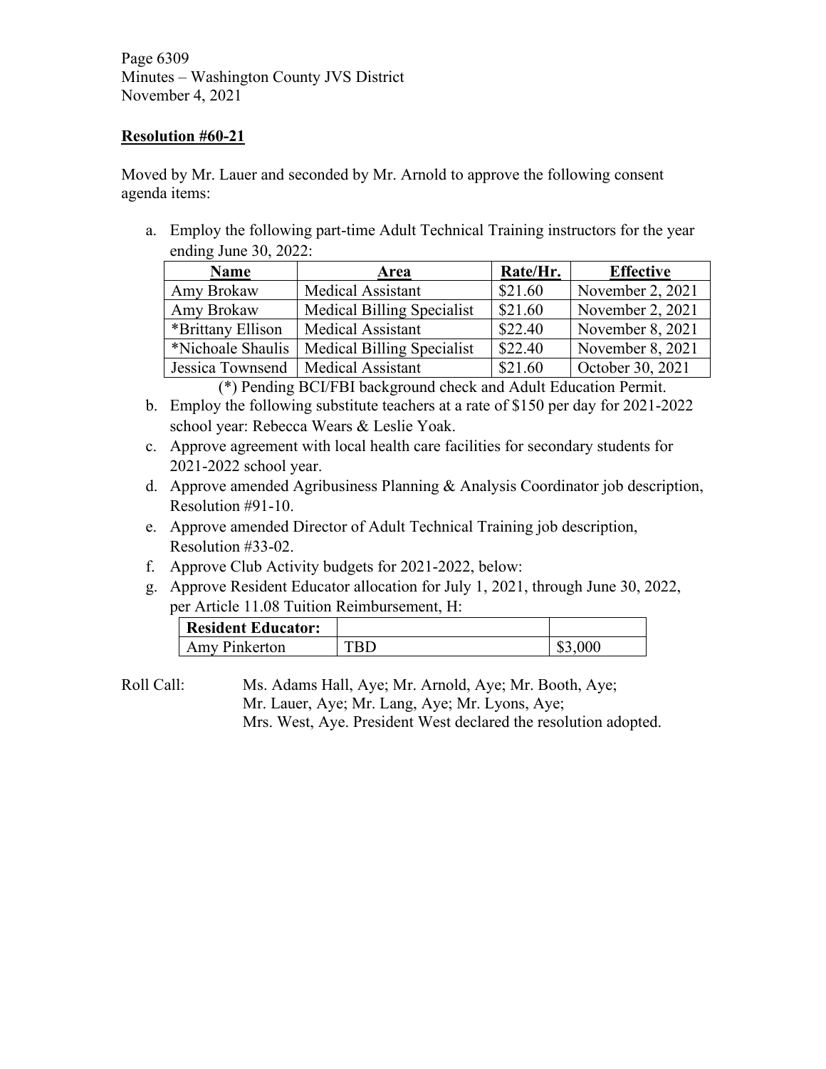**Resolution #60-21**

Moved by Mr. Lauer and seconded by Mr. Arnold to approve the following consent agenda items:

a. Employ the following part-time Adult Technical Training instructors for the year ending June 30, 2022:

| Name | Area | Rate/Hr. | Effective |
|---|---|---|---|
| Amy Brokaw | Medical Assistant | $21.60 | November 2, 2021 |
| Amy Brokaw | Medical Billing Specialist | $21.60 | November 2, 2021 |
| *Brittany Ellison | Medical Assistant | $22.40 | November 8, 2021 |
| *Nichoale Shaulis | Medical Billing Specialist | $22.40 | November 8, 2021 |
| Jessica Townsend | Medical Assistant | $21.60 | October 30, 2021 |

(*) Pending BCI/FBI background check and Adult Education Permit.

b. Employ the following substitute teachers at a rate of $150 per day for 2021-2022 school year: Rebecca Wears & Leslie Yoak.
c. Approve agreement with local health care facilities for secondary students for 2021-2022 school year.
d. Approve amended Agribusiness Planning & Analysis Coordinator job description, Resolution #91-10.
e. Approve amended Director of Adult Technical Training job description, Resolution #33-02.
f. Approve Club Activity budgets for 2021-2022, below:
g. Approve Resident Educator allocation for July 1, 2021, through June 30, 2022, per Article 11.08 Tuition Reimbursement, H:

| Resident Educator: | | |
|---|---|---|
| Amy Pinkerton | TBD | $3,000 |

Roll Call: Ms. Adams Hall, Aye; Mr. Arnold, Aye; Mr. Booth, Aye; Mr. Lauer, Aye; Mr. Lang, Aye; Mr. Lyons, Aye; Mrs. West, Aye. President West declared the resolution adopted.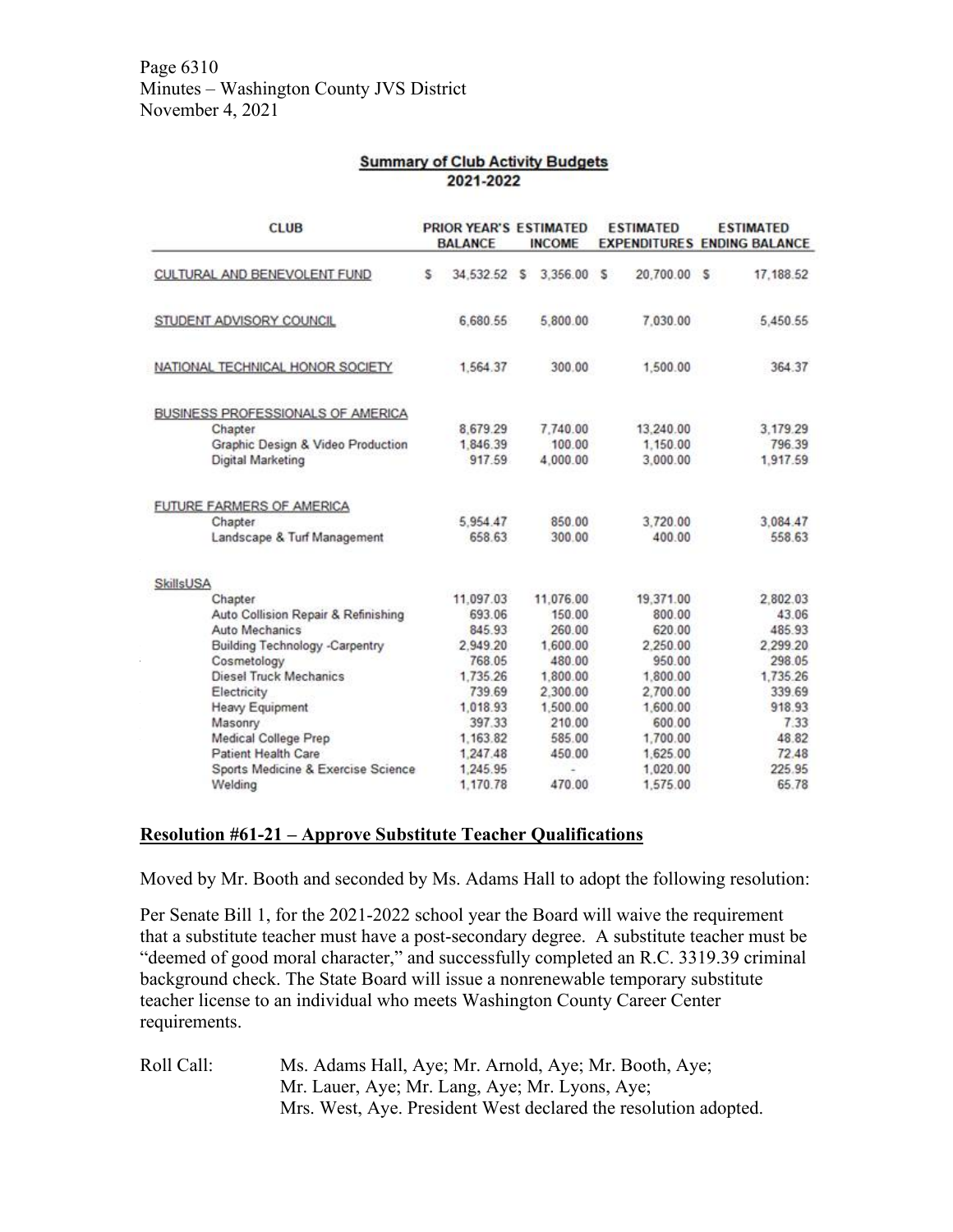## Summary of Club Activity Budgets
## 2021-2022

| CLUB | PRIOR YEAR'S BALANCE | ESTIMATED INCOME | ESTIMATED EXPENDITURES | ESTIMATED ENDING BALANCE |
|---|---|---|---|---|
| CULTURAL AND BENEVOLENT FUND | $ 34,532.52 | $ 3,356.00 | $ 20,700.00 | $ 17,188.52 |
| STUDENT ADVISORY COUNCIL | 6,680.55 | 5,800.00 | 7,030.00 | 5,450.55 |
| NATIONAL TECHNICAL HONOR SOCIETY | 1,564.37 | 300.00 | 1,500.00 | 364.37 |
| BUSINESS PROFESSIONALS OF AMERICA | | | | |
| Chapter | 8,679.29 | 7,740.00 | 13,240.00 | 3,179.29 |
| Graphic Design & Video Production | 1,846.39 | 100.00 | 1,150.00 | 796.39 |
| Digital Marketing | 917.59 | 4,000.00 | 3,000.00 | 1,917.59 |
| FUTURE FARMERS OF AMERICA | | | | |
| Chapter | 5,954.47 | 850.00 | 3,720.00 | 3,084.47 |
| Landscape & Turf Management | 658.63 | 300.00 | 400.00 | 558.63 |
| SkillsUSA | | | | |
| Chapter | 11,097.03 | 11,076.00 | 19,371.00 | 2,802.03 |
| Auto Collision Repair & Refinishing | 693.06 | 150.00 | 800.00 | 43.06 |
| Auto Mechanics | 845.93 | 260.00 | 620.00 | 485.93 |
| Building Technology -Carpentry | 2,949.20 | 1,600.00 | 2,250.00 | 2,299.20 |
| Cosmetology | 768.05 | 480.00 | 950.00 | 298.05 |
| Diesel Truck Mechanics | 1,735.26 | 1,800.00 | 1,800.00 | 1,735.26 |
| Electricity | 739.69 | 2,300.00 | 2,700.00 | 339.69 |
| Heavy Equipment | 1,018.93 | 1,500.00 | 1,600.00 | 918.93 |
| Masonry | 397.33 | 210.00 | 600.00 | 7.33 |
| Medical College Prep | 1,163.82 | 585.00 | 1,700.00 | 48.82 |
| Patient Health Care | 1,247.48 | 450.00 | 1,625.00 | 72.48 |
| Sports Medicine & Exercise Science | 1,245.95 | - | 1,020.00 | 225.95 |
| Welding | 1,170.78 | 470.00 | 1,575.00 | 65.78 |

**Resolution #61-21 – Approve Substitute Teacher Qualifications**

Moved by Mr. Booth and seconded by Ms. Adams Hall to adopt the following resolution:

Per Senate Bill 1, for the 2021-2022 school year the Board will waive the requirement that a substitute teacher must have a post-secondary degree. A substitute teacher must be "deemed of good moral character," and successfully completed an R.C. 3319.39 criminal background check. The State Board will issue a nonrenewable temporary substitute teacher license to an individual who meets Washington County Career Center requirements.

Roll Call: Ms. Adams Hall, Aye; Mr. Arnold, Aye; Mr. Booth, Aye; Mr. Lauer, Aye; Mr. Lang, Aye; Mr. Lyons, Aye; Mrs. West, Aye. President West declared the resolution adopted.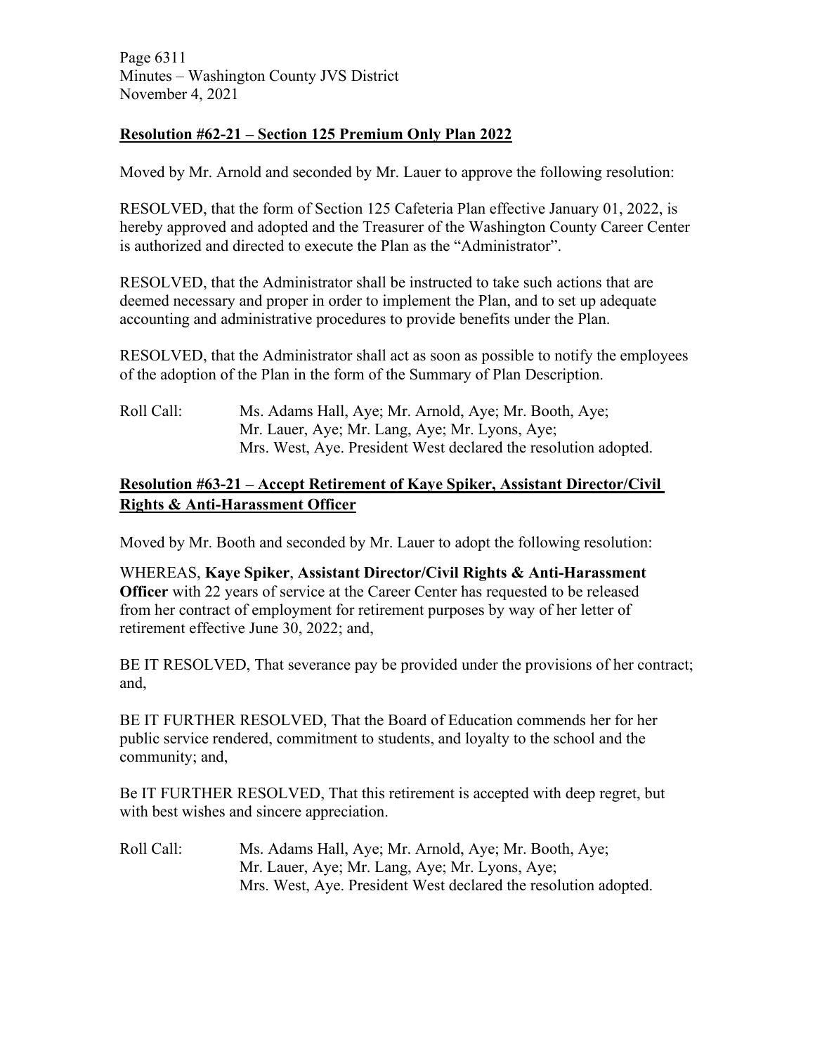**Resolution #62-21 – Section 125 Premium Only Plan 2022**

Moved by Mr. Arnold and seconded by Mr. Lauer to approve the following resolution:

RESOLVED, that the form of Section 125 Cafeteria Plan effective January 01, 2022, is hereby approved and adopted and the Treasurer of the Washington County Career Center is authorized and directed to execute the Plan as the "Administrator".

RESOLVED, that the Administrator shall be instructed to take such actions that are deemed necessary and proper in order to implement the Plan, and to set up adequate accounting and administrative procedures to provide benefits under the Plan.

RESOLVED, that the Administrator shall act as soon as possible to notify the employees of the adoption of the Plan in the form of the Summary of Plan Description.

Roll Call: Ms. Adams Hall, Aye; Mr. Arnold, Aye; Mr. Booth, Aye; Mr. Lauer, Aye; Mr. Lang, Aye; Mr. Lyons, Aye; Mrs. West, Aye. President West declared the resolution adopted.

**Resolution #63-21 – Accept Retirement of Kaye Spiker, Assistant Director/Civil Rights & Anti-Harassment Officer**

Moved by Mr. Booth and seconded by Mr. Lauer to adopt the following resolution:

WHEREAS, **Kaye Spiker**, **Assistant Director/Civil Rights & Anti-Harassment Officer** with 22 years of service at the Career Center has requested to be released from her contract of employment for retirement purposes by way of her letter of retirement effective June 30, 2022; and,

BE IT RESOLVED, That severance pay be provided under the provisions of her contract; and,

BE IT FURTHER RESOLVED, That the Board of Education commends her for her public service rendered, commitment to students, and loyalty to the school and the community; and,

Be IT FURTHER RESOLVED, That this retirement is accepted with deep regret, but with best wishes and sincere appreciation.

Roll Call: Ms. Adams Hall, Aye; Mr. Arnold, Aye; Mr. Booth, Aye; Mr. Lauer, Aye; Mr. Lang, Aye; Mr. Lyons, Aye; Mrs. West, Aye. President West declared the resolution adopted.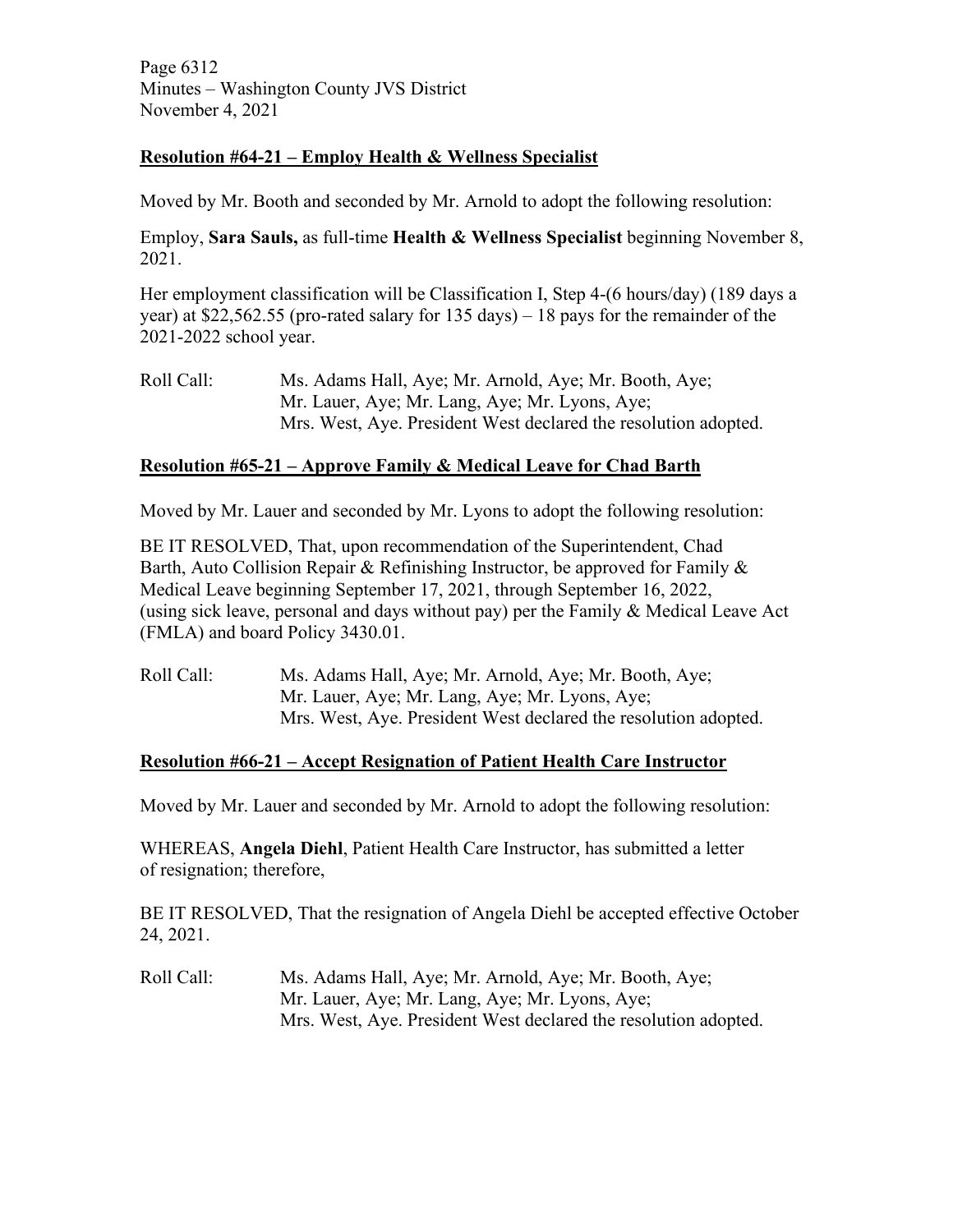**Resolution #64-21 – Employ Health & Wellness Specialist**

Moved by Mr. Booth and seconded by Mr. Arnold to adopt the following resolution:

Employ, **Sara Sauls,** as full-time **Health & Wellness Specialist** beginning November 8, 2021.

Her employment classification will be Classification I, Step 4-(6 hours/day) (189 days a year) at $22,562.55 (pro-rated salary for 135 days) – 18 pays for the remainder of the 2021-2022 school year.

Roll Call: Ms. Adams Hall, Aye; Mr. Arnold, Aye; Mr. Booth, Aye; Mr. Lauer, Aye; Mr. Lang, Aye; Mr. Lyons, Aye; Mrs. West, Aye. President West declared the resolution adopted.

**Resolution #65-21 – Approve Family & Medical Leave for Chad Barth**

Moved by Mr. Lauer and seconded by Mr. Lyons to adopt the following resolution:

BE IT RESOLVED, That, upon recommendation of the Superintendent, Chad Barth, Auto Collision Repair & Refinishing Instructor, be approved for Family & Medical Leave beginning September 17, 2021, through September 16, 2022, (using sick leave, personal and days without pay) per the Family & Medical Leave Act (FMLA) and board Policy 3430.01.

Roll Call: Ms. Adams Hall, Aye; Mr. Arnold, Aye; Mr. Booth, Aye; Mr. Lauer, Aye; Mr. Lang, Aye; Mr. Lyons, Aye; Mrs. West, Aye. President West declared the resolution adopted.

**Resolution #66-21 – Accept Resignation of Patient Health Care Instructor**

Moved by Mr. Lauer and seconded by Mr. Arnold to adopt the following resolution:

WHEREAS, **Angela Diehl**, Patient Health Care Instructor, has submitted a letter of resignation; therefore,

BE IT RESOLVED, That the resignation of Angela Diehl be accepted effective October 24, 2021.

Roll Call: Ms. Adams Hall, Aye; Mr. Arnold, Aye; Mr. Booth, Aye; Mr. Lauer, Aye; Mr. Lang, Aye; Mr. Lyons, Aye; Mrs. West, Aye. President West declared the resolution adopted.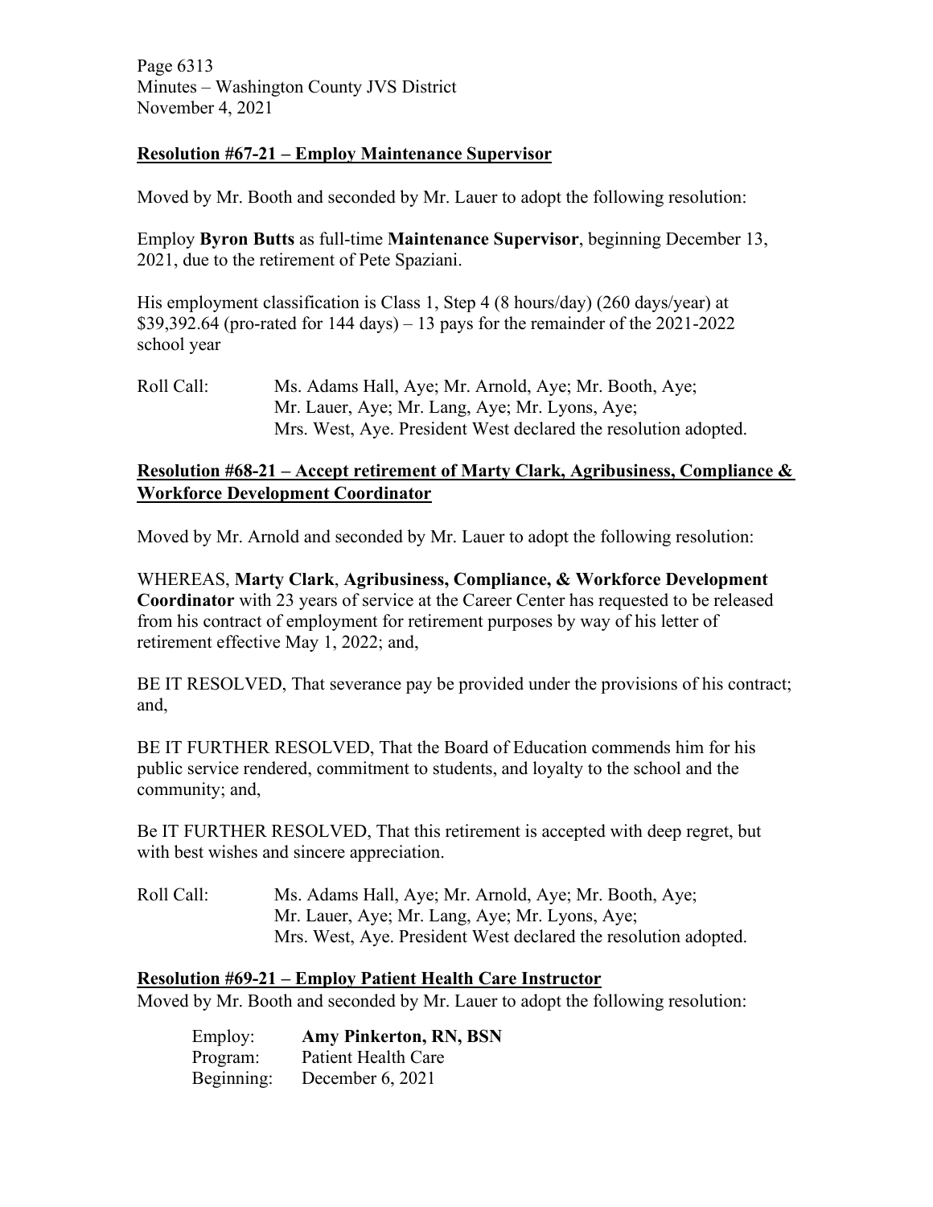**Resolution #67-21 – Employ Maintenance Supervisor**

Moved by Mr. Booth and seconded by Mr. Lauer to adopt the following resolution:

Employ **Byron Butts** as full-time **Maintenance Supervisor**, beginning December 13, 2021, due to the retirement of Pete Spaziani.

His employment classification is Class 1, Step 4 (8 hours/day) (260 days/year) at $39,392.64 (pro-rated for 144 days) – 13 pays for the remainder of the 2021-2022 school year

Roll Call: Ms. Adams Hall, Aye; Mr. Arnold, Aye; Mr. Booth, Aye; Mr. Lauer, Aye; Mr. Lang, Aye; Mr. Lyons, Aye; Mrs. West, Aye. President West declared the resolution adopted.

**Resolution #68-21 – Accept retirement of Marty Clark, Agribusiness, Compliance & Workforce Development Coordinator**

Moved by Mr. Arnold and seconded by Mr. Lauer to adopt the following resolution:

WHEREAS, **Marty Clark**, **Agribusiness, Compliance, & Workforce Development Coordinator** with 23 years of service at the Career Center has requested to be released from his contract of employment for retirement purposes by way of his letter of retirement effective May 1, 2022; and,

BE IT RESOLVED, That severance pay be provided under the provisions of his contract; and,

BE IT FURTHER RESOLVED, That the Board of Education commends him for his public service rendered, commitment to students, and loyalty to the school and the community; and,

Be IT FURTHER RESOLVED, That this retirement is accepted with deep regret, but with best wishes and sincere appreciation.

Roll Call: Ms. Adams Hall, Aye; Mr. Arnold, Aye; Mr. Booth, Aye; Mr. Lauer, Aye; Mr. Lang, Aye; Mr. Lyons, Aye; Mrs. West, Aye. President West declared the resolution adopted.

**Resolution #69-21 – Employ Patient Health Care Instructor**

Moved by Mr. Booth and seconded by Mr. Lauer to adopt the following resolution:

Employ: **Amy Pinkerton, RN, BSN**
Program: Patient Health Care
Beginning: December 6, 2021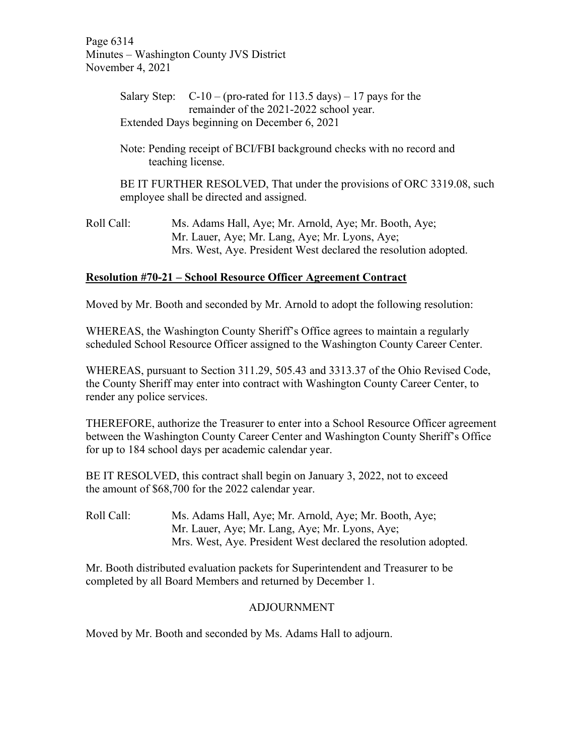Salary Step: C-10 – (pro-rated for 113.5 days) – 17 pays for the remainder of the 2021-2022 school year.
Extended Days beginning on December 6, 2021

Note: Pending receipt of BCI/FBI background checks with no record and teaching license.

BE IT FURTHER RESOLVED, That under the provisions of ORC 3319.08, such employee shall be directed and assigned.

Roll Call: Ms. Adams Hall, Aye; Mr. Arnold, Aye; Mr. Booth, Aye; Mr. Lauer, Aye; Mr. Lang, Aye; Mr. Lyons, Aye; Mrs. West, Aye. President West declared the resolution adopted.

**Resolution #70-21 – School Resource Officer Agreement Contract**

Moved by Mr. Booth and seconded by Mr. Arnold to adopt the following resolution:

WHEREAS, the Washington County Sheriff's Office agrees to maintain a regularly scheduled School Resource Officer assigned to the Washington County Career Center.

WHEREAS, pursuant to Section 311.29, 505.43 and 3313.37 of the Ohio Revised Code, the County Sheriff may enter into contract with Washington County Career Center, to render any police services.

THEREFORE, authorize the Treasurer to enter into a School Resource Officer agreement between the Washington County Career Center and Washington County Sheriff's Office for up to 184 school days per academic calendar year.

BE IT RESOLVED, this contract shall begin on January 3, 2022, not to exceed the amount of $68,700 for the 2022 calendar year.

Roll Call: Ms. Adams Hall, Aye; Mr. Arnold, Aye; Mr. Booth, Aye; Mr. Lauer, Aye; Mr. Lang, Aye; Mr. Lyons, Aye; Mrs. West, Aye. President West declared the resolution adopted.

Mr. Booth distributed evaluation packets for Superintendent and Treasurer to be completed by all Board Members and returned by December 1.

## ADJOURNMENT

Moved by Mr. Booth and seconded by Ms. Adams Hall to adjourn.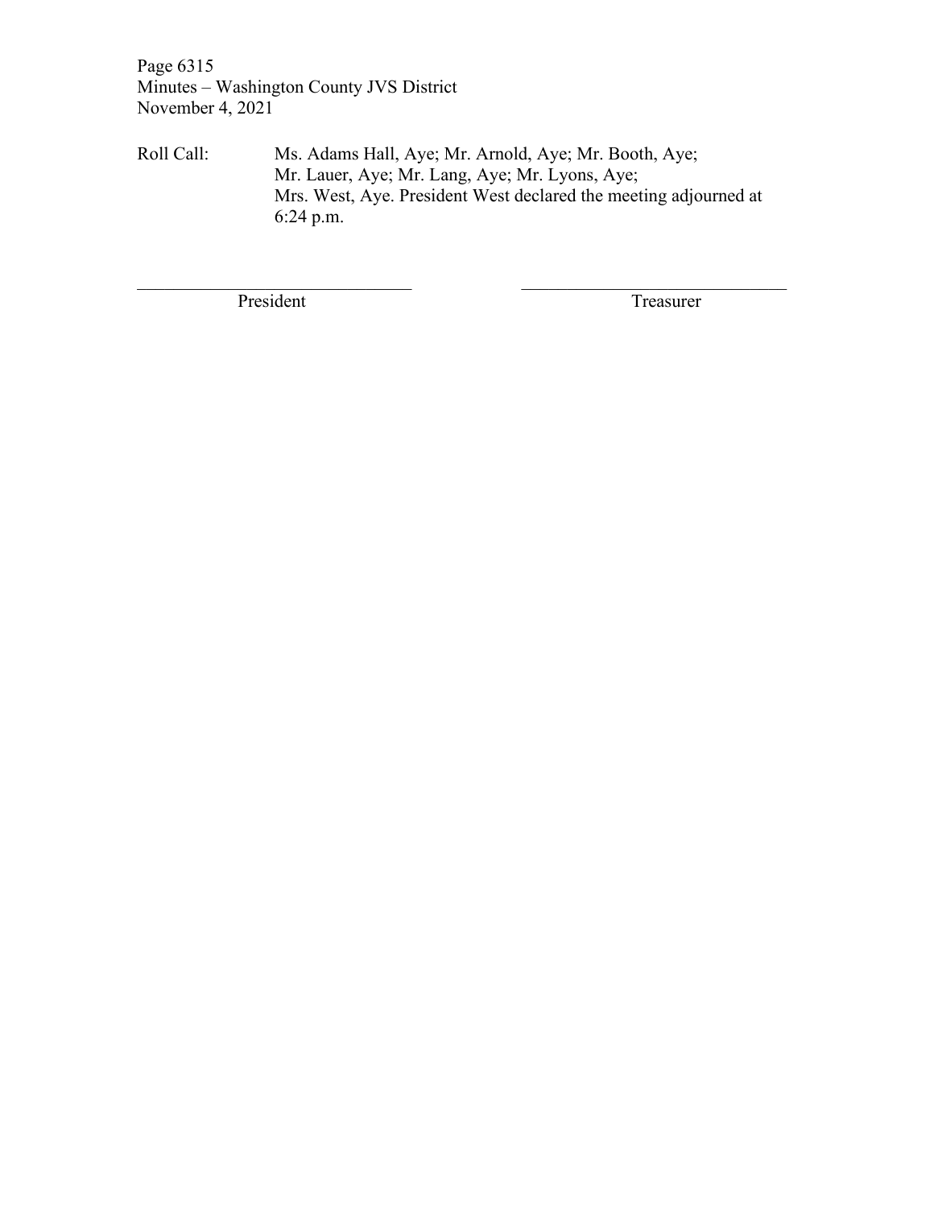Roll Call: Ms. Adams Hall, Aye; Mr. Arnold, Aye; Mr. Booth, Aye; Mr. Lauer, Aye; Mr. Lang, Aye; Mr. Lyons, Aye; Mrs. West, Aye. President West declared the meeting adjourned at 6:24 p.m.

| | |
|---|---|
| _______________________________ | _______________________________ |
| President | Treasurer |